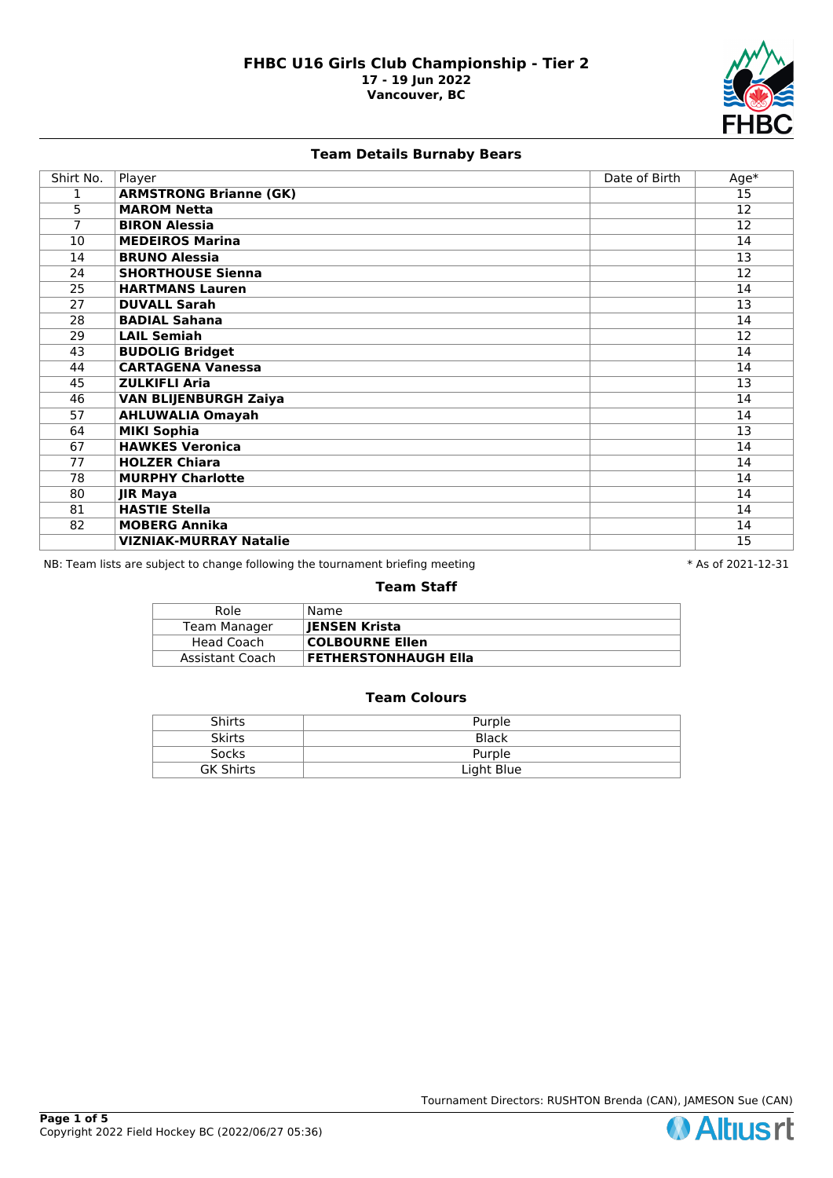# FHBC U16 Girls Club Championship - Tier 2

**17 - 19 Jun 2022**
**Vancouver, BC**

## Team Details Burnaby Bears

| Shirt No. | Player | Date of Birth | Age* |
|---|---|---|---|
| 1 | **ARMSTRONG Brianne (GK)** | | 15 |
| 5 | **MAROM Netta** | | 12 |
| 7 | **BIRON Alessia** | | 12 |
| 10 | **MEDEIROS Marina** | | 14 |
| 14 | **BRUNO Alessia** | | 13 |
| 24 | **SHORTHOUSE Sienna** | | 12 |
| 25 | **HARTMANS Lauren** | | 14 |
| 27 | **DUVALL Sarah** | | 13 |
| 28 | **BADIAL Sahana** | | 14 |
| 29 | **LAIL Semiah** | | 12 |
| 43 | **BUDOLIG Bridget** | | 14 |
| 44 | **CARTAGENA Vanessa** | | 14 |
| 45 | **ZULKIFLI Aria** | | 13 |
| 46 | **VAN BLIJENBURGH Zaiya** | | 14 |
| 57 | **AHLUWALIA Omayah** | | 14 |
| 64 | **MIKI Sophia** | | 13 |
| 67 | **HAWKES Veronica** | | 14 |
| 77 | **HOLZER Chiara** | | 14 |
| 78 | **MURPHY Charlotte** | | 14 |
| 80 | **JIR Maya** | | 14 |
| 81 | **HASTIE Stella** | | 14 |
| 82 | **MOBERG Annika** | | 14 |
| | **VIZNIAK-MURRAY Natalie** | | 15 |

NB: Team lists are subject to change following the tournament briefing meeting

\* As of 2021-12-31

### Team Staff

| Role | Name |
|---|---|
| Team Manager | **JENSEN Krista** |
| Head Coach | **COLBOURNE Ellen** |
| Assistant Coach | **FETHERSTONHAUGH Ella** |

### Team Colours

| | |
|---|---|
| Shirts | Purple |
| Skirts | Black |
| Socks | Purple |
| GK Shirts | Light Blue |

Tournament Directors: RUSHTON Brenda (CAN), JAMESON Sue (CAN)

Copyright 2022 Field Hockey BC (2022/06/27 05:36)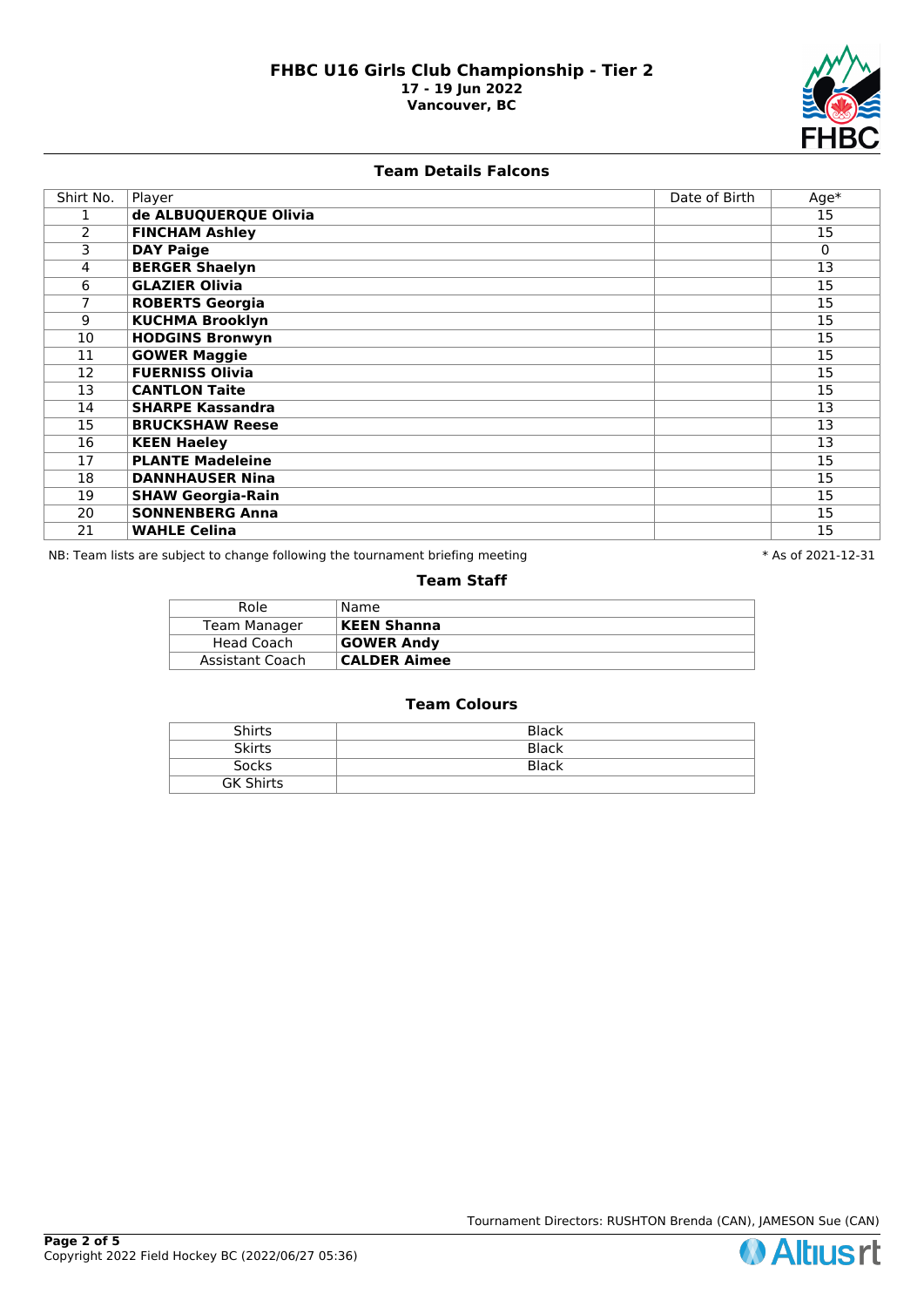# FHBC U16 Girls Club Championship - Tier 2

**17 - 19 Jun 2022**
**Vancouver, BC**

## Team Details Falcons

| Shirt No. | Player | Date of Birth | Age* |
|---|---|---|---|
| 1 | **de ALBUQUERQUE Olivia** | | 15 |
| 2 | **FINCHAM Ashley** | | 15 |
| 3 | **DAY Paige** | | 0 |
| 4 | **BERGER Shaelyn** | | 13 |
| 6 | **GLAZIER Olivia** | | 15 |
| 7 | **ROBERTS Georgia** | | 15 |
| 9 | **KUCHMA Brooklyn** | | 15 |
| 10 | **HODGINS Bronwyn** | | 15 |
| 11 | **GOWER Maggie** | | 15 |
| 12 | **FUERNISS Olivia** | | 15 |
| 13 | **CANTLON Taite** | | 15 |
| 14 | **SHARPE Kassandra** | | 13 |
| 15 | **BRUCKSHAW Reese** | | 13 |
| 16 | **KEEN Haeley** | | 13 |
| 17 | **PLANTE Madeleine** | | 15 |
| 18 | **DANNHAUSER Nina** | | 15 |
| 19 | **SHAW Georgia-Rain** | | 15 |
| 20 | **SONNENBERG Anna** | | 15 |
| 21 | **WAHLE Celina** | | 15 |

NB: Team lists are subject to change following the tournament briefing meeting

* As of 2021-12-31

## Team Staff

| Role | Name |
|---|---|
| Team Manager | **KEEN Shanna** |
| Head Coach | **GOWER Andy** |
| Assistant Coach | **CALDER Aimee** |

## Team Colours

| | |
|---|---|
| Shirts | Black |
| Skirts | Black |
| Socks | Black |
| GK Shirts | |

Tournament Directors: RUSHTON Brenda (CAN), JAMESON Sue (CAN)

Copyright 2022 Field Hockey BC (2022/06/27 05:36)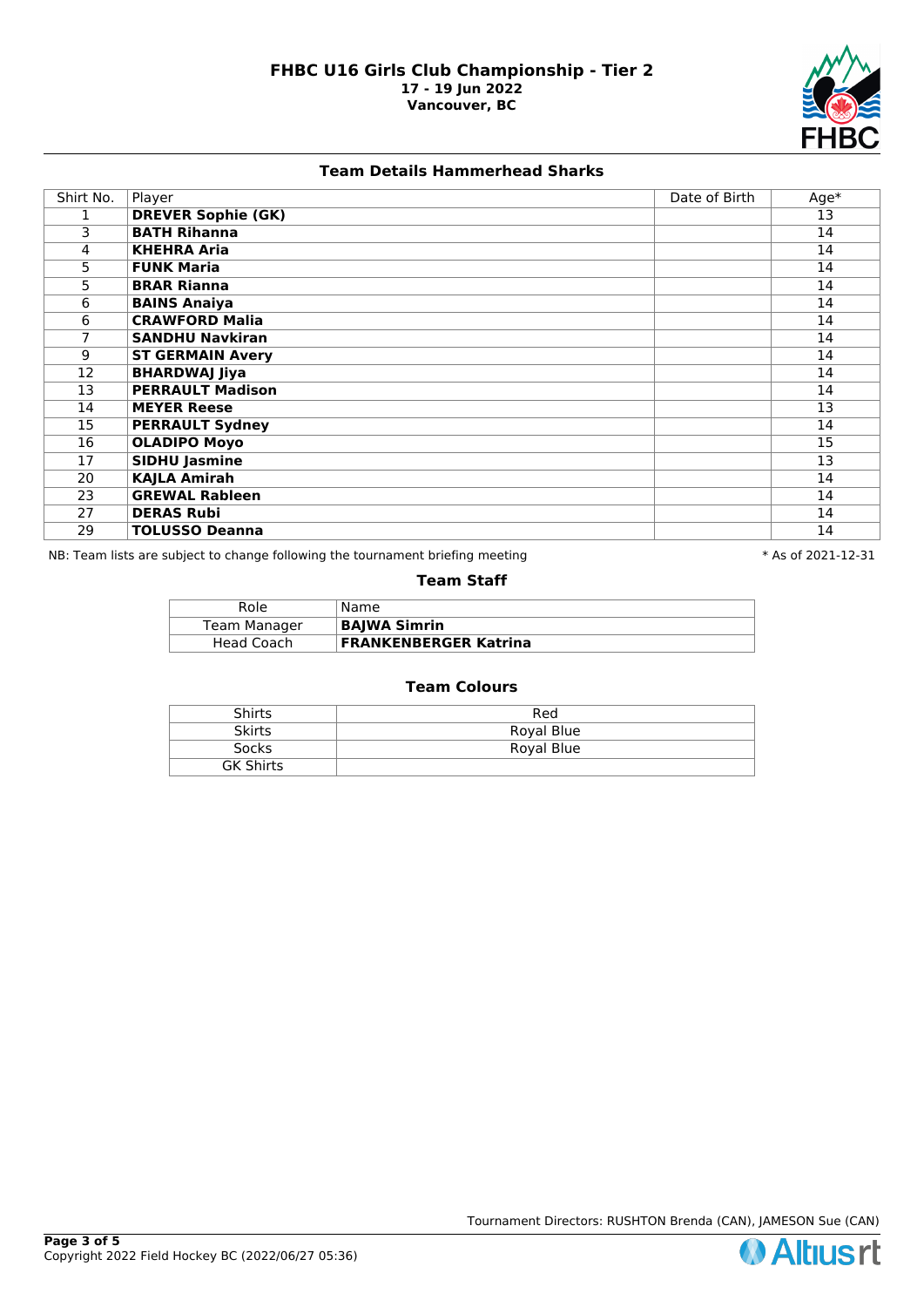# FHBC U16 Girls Club Championship - Tier 2

**17 - 19 Jun 2022**
**Vancouver, BC**

## Team Details Hammerhead Sharks

| Shirt No. | Player | Date of Birth | Age* |
|---|---|---|---|
| 1 | **DREVER Sophie (GK)** | | 13 |
| 3 | **BATH Rihanna** | | 14 |
| 4 | **KHEHRA Aria** | | 14 |
| 5 | **FUNK Maria** | | 14 |
| 5 | **BRAR Rianna** | | 14 |
| 6 | **BAINS Anaiya** | | 14 |
| 6 | **CRAWFORD Malia** | | 14 |
| 7 | **SANDHU Navkiran** | | 14 |
| 9 | **ST GERMAIN Avery** | | 14 |
| 12 | **BHARDWAJ Jiya** | | 14 |
| 13 | **PERRAULT Madison** | | 14 |
| 14 | **MEYER Reese** | | 13 |
| 15 | **PERRAULT Sydney** | | 14 |
| 16 | **OLADIPO Moyo** | | 15 |
| 17 | **SIDHU Jasmine** | | 13 |
| 20 | **KAJLA Amirah** | | 14 |
| 23 | **GREWAL Rableen** | | 14 |
| 27 | **DERAS Rubi** | | 14 |
| 29 | **TOLUSSO Deanna** | | 14 |

NB: Team lists are subject to change following the tournament briefing meeting

* As of 2021-12-31

### Team Staff

| Role | Name |
|---|---|
| Team Manager | **BAJWA Simrin** |
| Head Coach | **FRANKENBERGER Katrina** |

### Team Colours

| | |
|---|---|
| Shirts | Red |
| Skirts | Royal Blue |
| Socks | Royal Blue |
| GK Shirts | |

Tournament Directors: RUSHTON Brenda (CAN), JAMESON Sue (CAN)

Copyright 2022 Field Hockey BC (2022/06/27 05:36)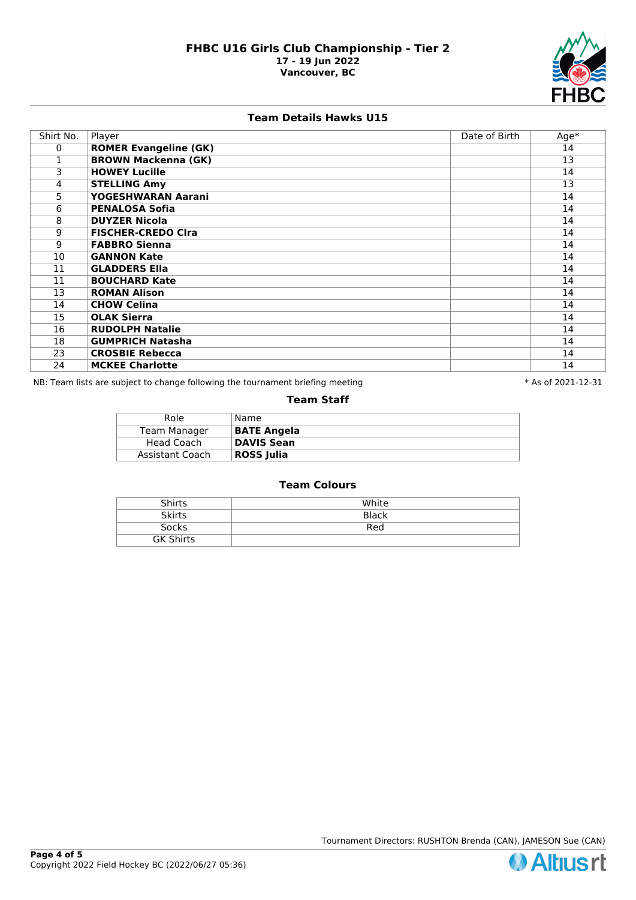# FHBC U16 Girls Club Championship - Tier 2

**17 - 19 Jun 2022**
**Vancouver, BC**

## Team Details Hawks U15

| Shirt No. | Player | Date of Birth | Age* |
|---|---|---|---|
| 0 | **ROMER Evangeline (GK)** | | 14 |
| 1 | **BROWN Mackenna (GK)** | | 13 |
| 3 | **HOWEY Lucille** | | 14 |
| 4 | **STELLING Amy** | | 13 |
| 5 | **YOGESHWARAN Aarani** | | 14 |
| 6 | **PENALOSA Sofia** | | 14 |
| 8 | **DUYZER Nicola** | | 14 |
| 9 | **FISCHER-CREDO Clra** | | 14 |
| 9 | **FABBRO Sienna** | | 14 |
| 10 | **GANNON Kate** | | 14 |
| 11 | **GLADDERS Ella** | | 14 |
| 11 | **BOUCHARD Kate** | | 14 |
| 13 | **ROMAN Alison** | | 14 |
| 14 | **CHOW Celina** | | 14 |
| 15 | **OLAK Sierra** | | 14 |
| 16 | **RUDOLPH Natalie** | | 14 |
| 18 | **GUMPRICH Natasha** | | 14 |
| 23 | **CROSBIE Rebecca** | | 14 |
| 24 | **MCKEE Charlotte** | | 14 |

NB: Team lists are subject to change following the tournament briefing meeting

* As of 2021-12-31

### Team Staff

| Role | Name |
|---|---|
| Team Manager | **BATE Angela** |
| Head Coach | **DAVIS Sean** |
| Assistant Coach | **ROSS Julia** |

### Team Colours

| | |
|---|---|
| Shirts | White |
| Skirts | Black |
| Socks | Red |
| GK Shirts | |

Tournament Directors: RUSHTON Brenda (CAN), JAMESON Sue (CAN)

Copyright 2022 Field Hockey BC (2022/06/27 05:36)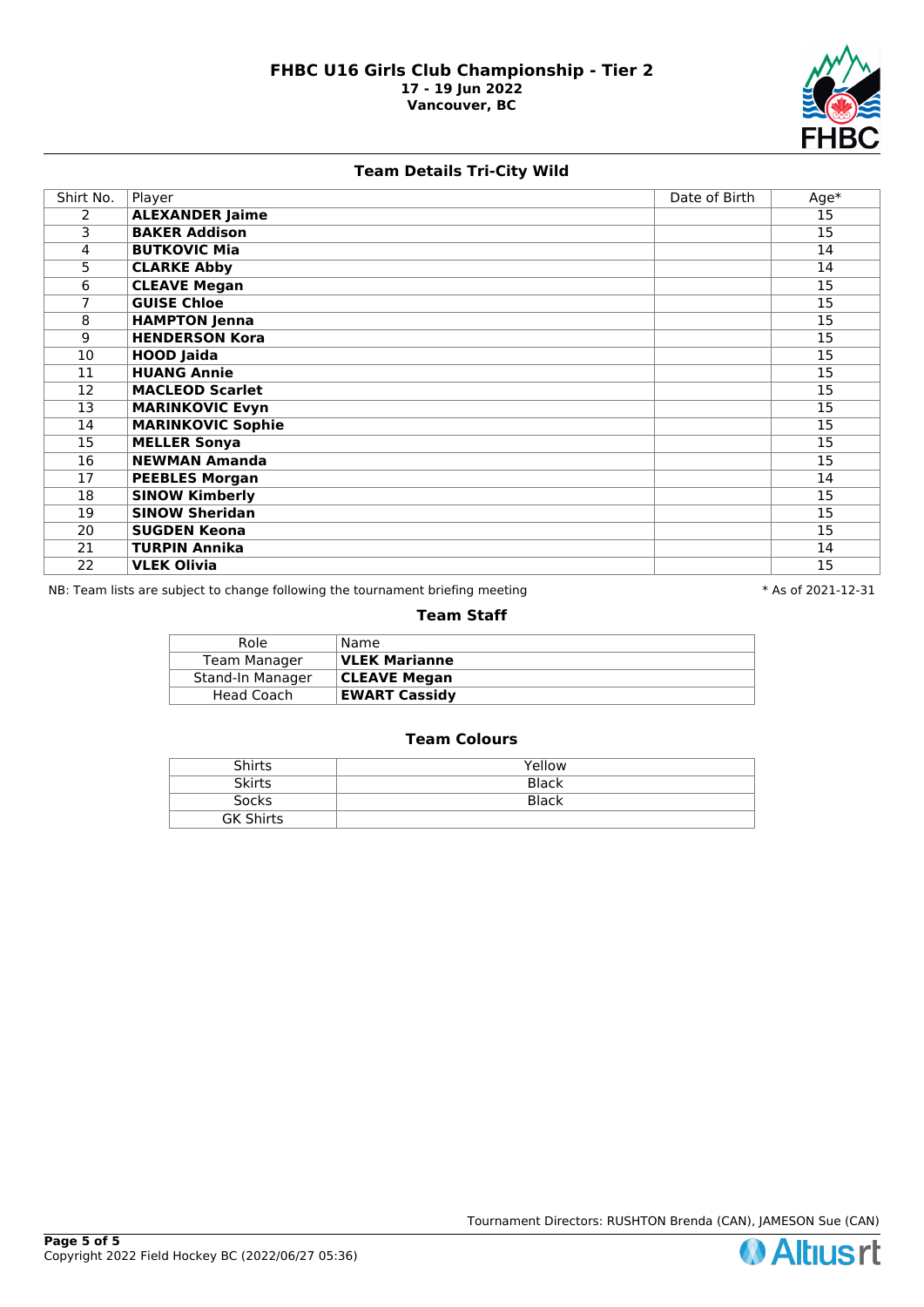# FHBC U16 Girls Club Championship - Tier 2

**17 - 19 Jun 2022**
**Vancouver, BC**

## Team Details Tri-City Wild

| Shirt No. | Player | Date of Birth | Age* |
|---|---|---|---|
| 2 | **ALEXANDER Jaime** | | 15 |
| 3 | **BAKER Addison** | | 15 |
| 4 | **BUTKOVIC Mia** | | 14 |
| 5 | **CLARKE Abby** | | 14 |
| 6 | **CLEAVE Megan** | | 15 |
| 7 | **GUISE Chloe** | | 15 |
| 8 | **HAMPTON Jenna** | | 15 |
| 9 | **HENDERSON Kora** | | 15 |
| 10 | **HOOD Jaida** | | 15 |
| 11 | **HUANG Annie** | | 15 |
| 12 | **MACLEOD Scarlet** | | 15 |
| 13 | **MARINKOVIC Evyn** | | 15 |
| 14 | **MARINKOVIC Sophie** | | 15 |
| 15 | **MELLER Sonya** | | 15 |
| 16 | **NEWMAN Amanda** | | 15 |
| 17 | **PEEBLES Morgan** | | 14 |
| 18 | **SINOW Kimberly** | | 15 |
| 19 | **SINOW Sheridan** | | 15 |
| 20 | **SUGDEN Keona** | | 15 |
| 21 | **TURPIN Annika** | | 14 |
| 22 | **VLEK Olivia** | | 15 |

NB: Team lists are subject to change following the tournament briefing meeting

\* As of 2021-12-31

### Team Staff

| Role | Name |
|---|---|
| Team Manager | **VLEK Marianne** |
| Stand-In Manager | **CLEAVE Megan** |
| Head Coach | **EWART Cassidy** |

### Team Colours

| | |
|---|---|
| Shirts | Yellow |
| Skirts | Black |
| Socks | Black |
| GK Shirts | |

Tournament Directors: RUSHTON Brenda (CAN), JAMESON Sue (CAN)

Copyright 2022 Field Hockey BC (2022/06/27 05:36)